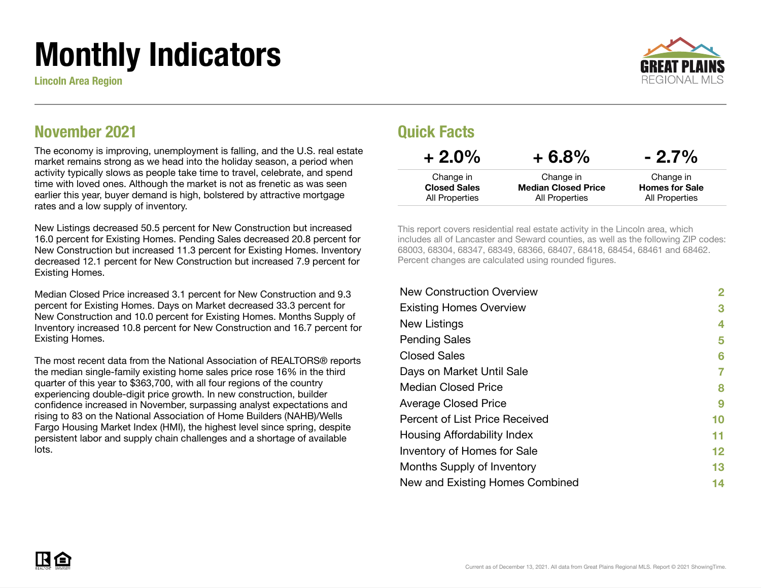# Monthly Indicators

**Lincoln Area Region**

GREAT PLAINS REGIONAL MLS

## November 2021

The economy is improving, unemployment is falling, and the U.S. real estate market remains strong as we head into the holiday season, a period when activity typically slows as people take time to travel, celebrate, and spend time with loved ones. Although the market is not as frenetic as was seen earlier this year, buyer demand is high, bolstered by attractive mortgage rates and a low supply of inventory.

New Listings decreased 50.5 percent for New Construction but increased 16.0 percent for Existing Homes. Pending Sales decreased 20.8 percent for New Construction but increased 11.3 percent for Existing Homes. Inventory decreased 12.1 percent for New Construction but increased 7.9 percent for Existing Homes.

Median Closed Price increased 3.1 percent for New Construction and 9.3 percent for Existing Homes. Days on Market decreased 33.3 percent for New Construction and 10.0 percent for Existing Homes. Months Supply of Inventory increased 10.8 percent for New Construction and 16.7 percent for Existing Homes.

The most recent data from the National Association of REALTORS® reports the median single-family existing home sales price rose 16% in the third quarter of this year to $363,700, with all four regions of the country experiencing double-digit price growth. In new construction, builder confidence increased in November, surpassing analyst expectations and rising to 83 on the National Association of Home Builders (NAHB)/Wells Fargo Housing Market Index (HMI), the highest level since spring, despite persistent labor and supply chain challenges and a shortage of available lots.

## Quick Facts

| + 2.0% | + 6.8% | - 2.7% |
|---|---|---|
| Change in **Closed Sales** All Properties | Change in **Median Closed Price** All Properties | Change in **Homes for Sale** All Properties |

This report covers residential real estate activity in the Lincoln area, which includes all of Lancaster and Seward counties, as well as the following ZIP codes: 68003, 68304, 68347, 68349, 68366, 68407, 68418, 68454, 68461 and 68462. Percent changes are calculated using rounded figures.

| | |
|---|---|
| New Construction Overview | 2 |
| Existing Homes Overview | 3 |
| New Listings | 4 |
| Pending Sales | 5 |
| Closed Sales | 6 |
| Days on Market Until Sale | 7 |
| Median Closed Price | 8 |
| Average Closed Price | 9 |
| Percent of List Price Received | 10 |
| Housing Affordability Index | 11 |
| Inventory of Homes for Sale | 12 |
| Months Supply of Inventory | 13 |
| New and Existing Homes Combined | 14 |

Current as of December 13, 2021. All data from Great Plains Regional MLS. Report © 2021 ShowingTime.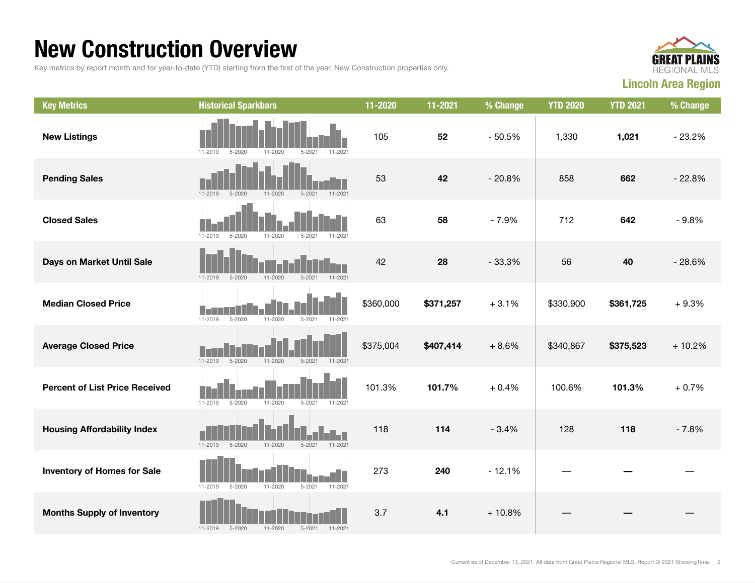# New Construction Overview

Key metrics by report month and for year-to-date (YTD) starting from the first of the year. New Construction properties only.

GREAT PLAINS REGIONAL MLS

**Lincoln Area Region**

| Key Metrics | Historical Sparkbars | 11-2020 | 11-2021 | % Change | YTD 2020 | YTD 2021 | % Change |
|---|---|---|---|---|---|---|---|
| **New Listings** | 11-2019 5-2020 11-2020 5-2021 11-2021 | 105 | **52** | - 50.5% | 1,330 | **1,021** | - 23.2% |
| **Pending Sales** | 11-2019 5-2020 11-2020 5-2021 11-2021 | 53 | **42** | - 20.8% | 858 | **662** | - 22.8% |
| **Closed Sales** | 11-2019 5-2020 11-2020 5-2021 11-2021 | 63 | **58** | - 7.9% | 712 | **642** | - 9.8% |
| **Days on Market Until Sale** | 11-2019 5-2020 11-2020 5-2021 11-2021 | 42 | **28** | - 33.3% | 56 | **40** | - 28.6% |
| **Median Closed Price** | 11-2019 5-2020 11-2020 5-2021 11-2021 | $360,000 | **$371,257** | + 3.1% | $330,900 | **$361,725** | + 9.3% |
| **Average Closed Price** | 11-2019 5-2020 11-2020 5-2021 11-2021 | $375,004 | **$407,414** | + 8.6% | $340,867 | **$375,523** | + 10.2% |
| **Percent of List Price Received** | 11-2019 5-2020 11-2020 5-2021 11-2021 | 101.3% | **101.7%** | + 0.4% | 100.6% | **101.3%** | + 0.7% |
| **Housing Affordability Index** | 11-2019 5-2020 11-2020 5-2021 11-2021 | 118 | **114** | - 3.4% | 128 | **118** | - 7.8% |
| **Inventory of Homes for Sale** | 11-2019 5-2020 11-2020 5-2021 11-2021 | 273 | **240** | - 12.1% | — | **—** | — |
| **Months Supply of Inventory** | 11-2019 5-2020 11-2020 5-2021 11-2021 | 3.7 | **4.1** | + 10.8% | — | **—** | — |

Current as of December 13, 2021. All data from Great Plains Regional MLS. Report © 2021 ShowingTime.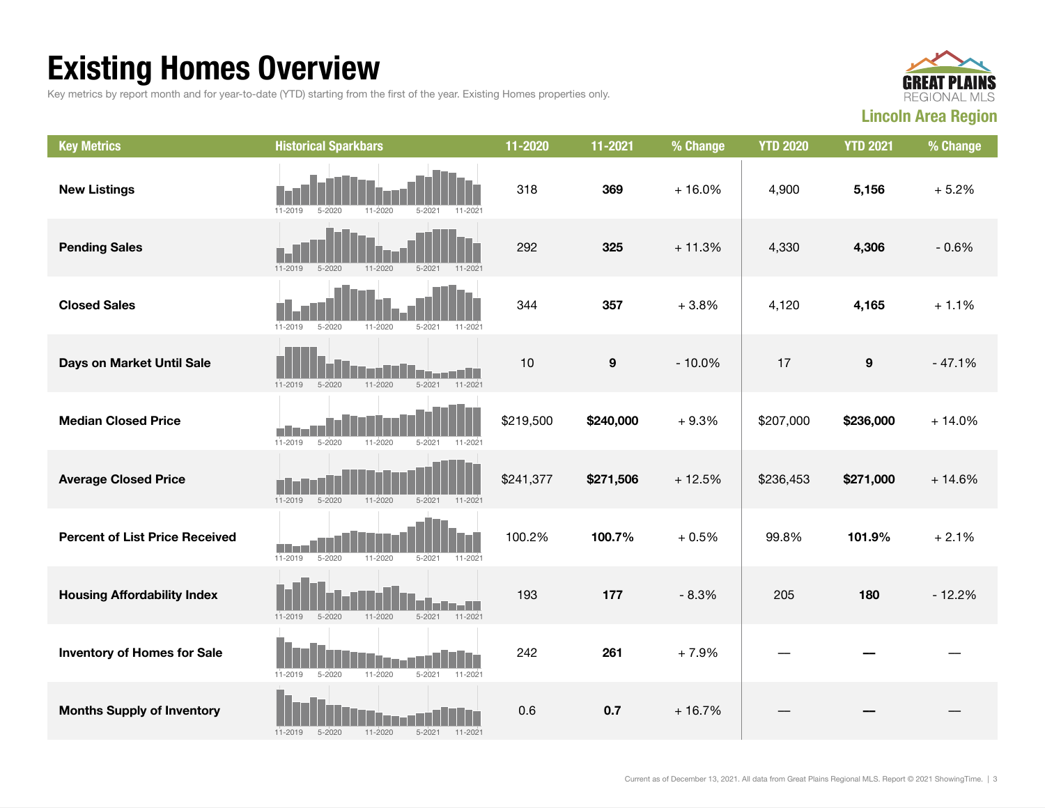# Existing Homes Overview

Key metrics by report month and for year-to-date (YTD) starting from the first of the year. Existing Homes properties only.

**Lincoln Area Region**

| Key Metrics | Historical Sparkbars | 11-2020 | 11-2021 | % Change | YTD 2020 | YTD 2021 | % Change |
|---|---|---|---|---|---|---|---|
| **New Listings** | 11-2019 5-2020 11-2020 5-2021 11-2021 | 318 | **369** | + 16.0% | 4,900 | **5,156** | + 5.2% |
| **Pending Sales** | 11-2019 5-2020 11-2020 5-2021 11-2021 | 292 | **325** | + 11.3% | 4,330 | **4,306** | - 0.6% |
| **Closed Sales** | 11-2019 5-2020 11-2020 5-2021 11-2021 | 344 | **357** | + 3.8% | 4,120 | **4,165** | + 1.1% |
| **Days on Market Until Sale** | 11-2019 5-2020 11-2020 5-2021 11-2021 | 10 | **9** | - 10.0% | 17 | **9** | - 47.1% |
| **Median Closed Price** | 11-2019 5-2020 11-2020 5-2021 11-2021 | $219,500 | **$240,000** | + 9.3% | $207,000 | **$236,000** | + 14.0% |
| **Average Closed Price** | 11-2019 5-2020 11-2020 5-2021 11-2021 | $241,377 | **$271,506** | + 12.5% | $236,453 | **$271,000** | + 14.6% |
| **Percent of List Price Received** | 11-2019 5-2020 11-2020 5-2021 11-2021 | 100.2% | **100.7%** | + 0.5% | 99.8% | **101.9%** | + 2.1% |
| **Housing Affordability Index** | 11-2019 5-2020 11-2020 5-2021 11-2021 | 193 | **177** | - 8.3% | 205 | **180** | - 12.2% |
| **Inventory of Homes for Sale** | 11-2019 5-2020 11-2020 5-2021 11-2021 | 242 | **261** | + 7.9% | — | **—** | — |
| **Months Supply of Inventory** | 11-2019 5-2020 11-2020 5-2021 11-2021 | 0.6 | **0.7** | + 16.7% | — | **—** | — |

Current as of December 13, 2021. All data from Great Plains Regional MLS. Report © 2021 ShowingTime.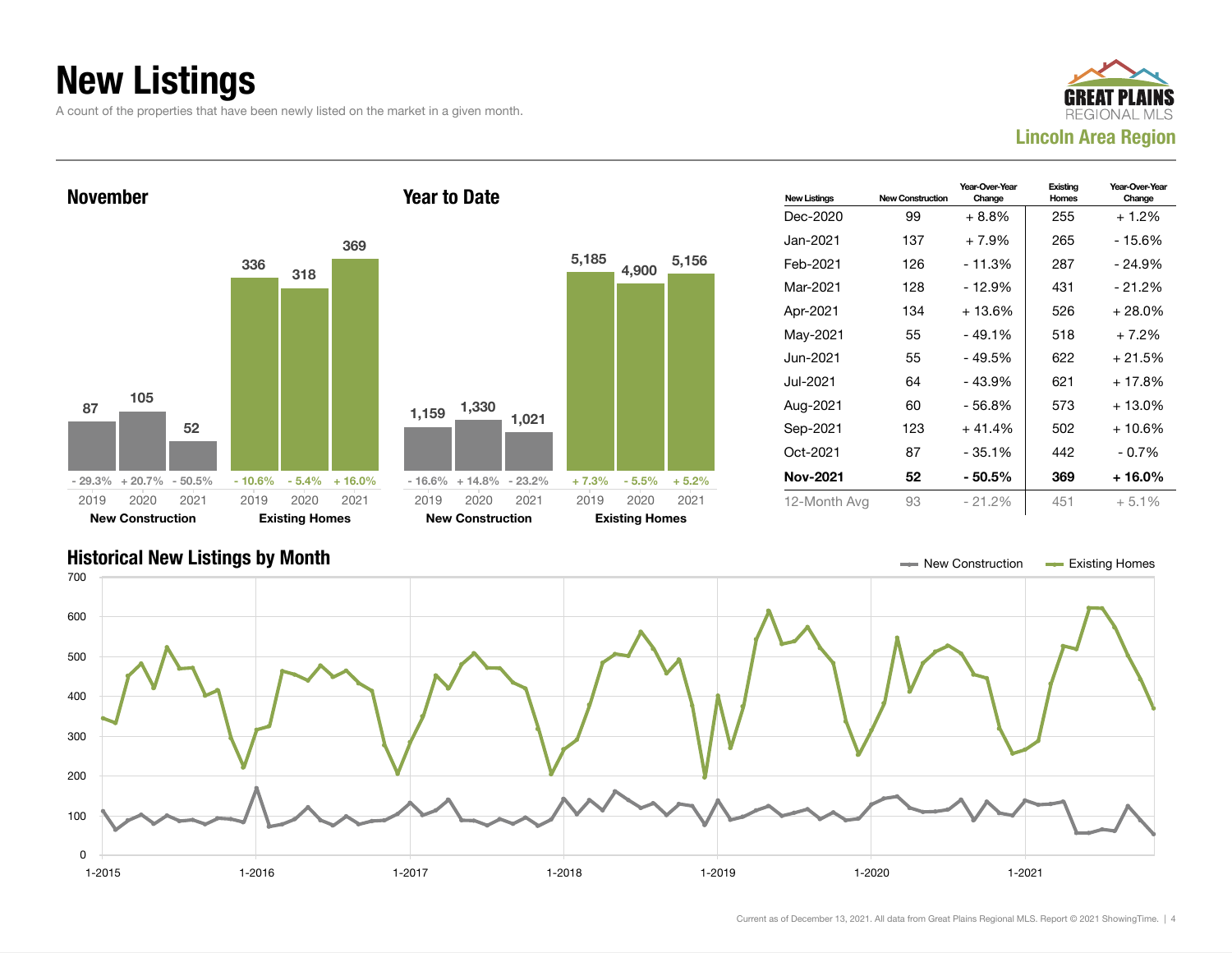# New Listings

A count of the properties that have been newly listed on the market in a given month.

GREAT PLAINS REGIONAL MLS

**Lincoln Area Region**

## November

| | 2019 | 2020 | 2021 |
|---|---|---|---|
| New Construction | 87 | 105 | 52 |
| Change | - 29.3% | + 20.7% | - 50.5% |
| Existing Homes | 336 | 318 | 369 |
| Change | - 10.6% | - 5.4% | + 16.0% |

## Year to Date

| | 2019 | 2020 | 2021 |
|---|---|---|---|
| New Construction | 1,159 | 1,330 | 1,021 |
| Change | - 16.6% | + 14.8% | - 23.2% |
| Existing Homes | 5,185 | 4,900 | 5,156 |
| Change | + 7.3% | - 5.5% | + 5.2% |

| New Listings | New Construction | Year-Over-Year Change | Existing Homes | Year-Over-Year Change |
|---|---|---|---|---|
| Dec-2020 | 99 | + 8.8% | 255 | + 1.2% |
| Jan-2021 | 137 | + 7.9% | 265 | - 15.6% |
| Feb-2021 | 126 | - 11.3% | 287 | - 24.9% |
| Mar-2021 | 128 | - 12.9% | 431 | - 21.2% |
| Apr-2021 | 134 | + 13.6% | 526 | + 28.0% |
| May-2021 | 55 | - 49.1% | 518 | + 7.2% |
| Jun-2021 | 55 | - 49.5% | 622 | + 21.5% |
| Jul-2021 | 64 | - 43.9% | 621 | + 17.8% |
| Aug-2021 | 60 | - 56.8% | 573 | + 13.0% |
| Sep-2021 | 123 | + 41.4% | 502 | + 10.6% |
| Oct-2021 | 87 | - 35.1% | 442 | - 0.7% |
| **Nov-2021** | **52** | **- 50.5%** | **369** | **+ 16.0%** |
| 12-Month Avg | 93 | - 21.2% | 451 | + 5.1% |

## Historical New Listings by Month

New Construction — Existing Homes

Current as of December 13, 2021. All data from Great Plains Regional MLS. Report © 2021 ShowingTime.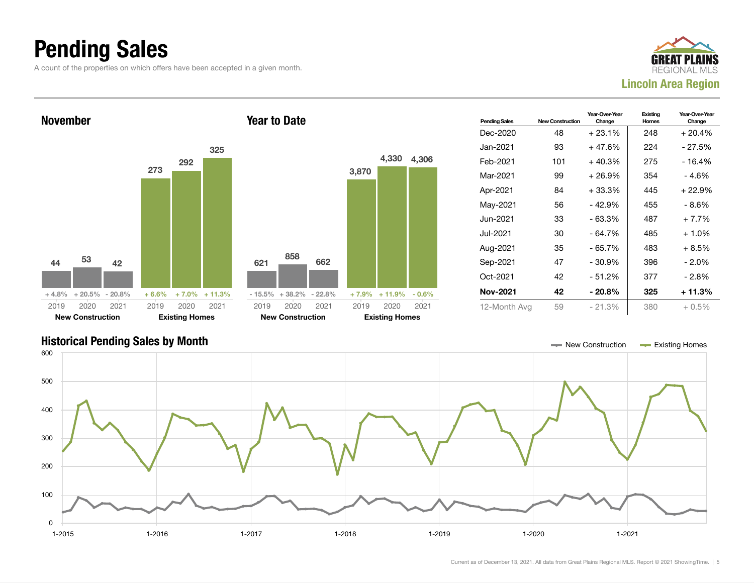# Pending Sales

A count of the properties on which offers have been accepted in a given month.

GREAT PLAINS REGIONAL MLS
Lincoln Area Region

## November

| | 2019 | 2020 | 2021 |
|---|---|---|---|
| New Construction | 44 | 53 | 42 |
| Change | + 4.8% | + 20.5% | - 20.8% |
| Existing Homes | 273 | 292 | 325 |
| Change | + 6.6% | + 7.0% | + 11.3% |

## Year to Date

| | 2019 | 2020 | 2021 |
|---|---|---|---|
| New Construction | 621 | 858 | 662 |
| Change | - 15.5% | + 38.2% | - 22.8% |
| Existing Homes | 3,870 | 4,330 | 4,306 |
| Change | + 7.9% | + 11.9% | - 0.6% |

| Pending Sales | New Construction | Year-Over-Year Change | Existing Homes | Year-Over-Year Change |
|---|---|---|---|---|
| Dec-2020 | 48 | + 23.1% | 248 | + 20.4% |
| Jan-2021 | 93 | + 47.6% | 224 | - 27.5% |
| Feb-2021 | 101 | + 40.3% | 275 | - 16.4% |
| Mar-2021 | 99 | + 26.9% | 354 | - 4.6% |
| Apr-2021 | 84 | + 33.3% | 445 | + 22.9% |
| May-2021 | 56 | - 42.9% | 455 | - 8.6% |
| Jun-2021 | 33 | - 63.3% | 487 | + 7.7% |
| Jul-2021 | 30 | - 64.7% | 485 | + 1.0% |
| Aug-2021 | 35 | - 65.7% | 483 | + 8.5% |
| Sep-2021 | 47 | - 30.9% | 396 | - 2.0% |
| Oct-2021 | 42 | - 51.2% | 377 | - 2.8% |
| **Nov-2021** | **42** | **- 20.8%** | **325** | **+ 11.3%** |
| 12-Month Avg | 59 | - 21.3% | 380 | + 0.5% |

## Historical Pending Sales by Month

New Construction — Existing Homes

Current as of December 13, 2021. All data from Great Plains Regional MLS. Report © 2021 ShowingTime.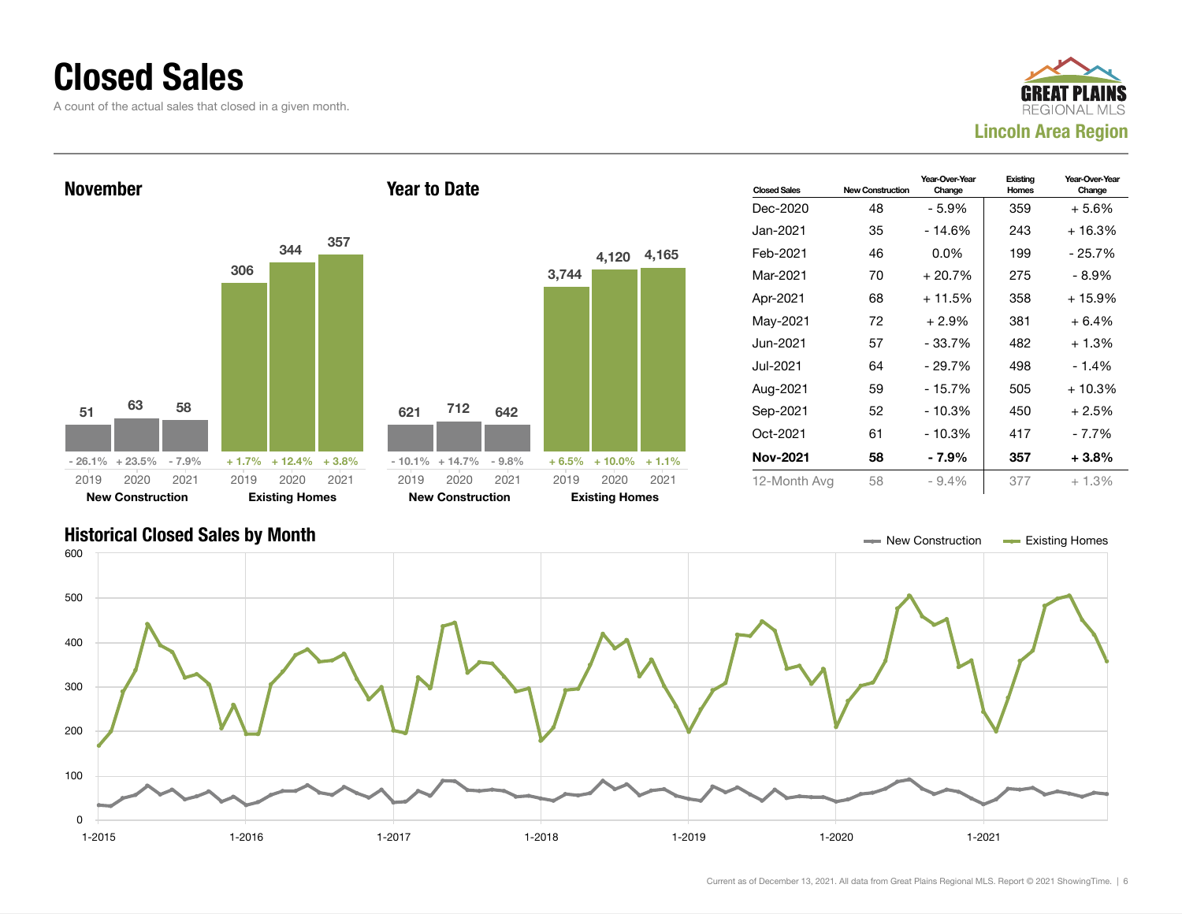# Closed Sales

A count of the actual sales that closed in a given month.

GREAT PLAINS REGIONAL MLS

**Lincoln Area Region**

## November

| | 2019 | 2020 | 2021 |
|---|---|---|---|
| **New Construction** | 51 | 63 | 58 |
| Change | - 26.1% | + 23.5% | - 7.9% |
| **Existing Homes** | 306 | 344 | 357 |
| Change | + 1.7% | + 12.4% | + 3.8% |

## Year to Date

| | 2019 | 2020 | 2021 |
|---|---|---|---|
| **New Construction** | 621 | 712 | 642 |
| Change | - 10.1% | + 14.7% | - 9.8% |
| **Existing Homes** | 3,744 | 4,120 | 4,165 |
| Change | + 6.5% | + 10.0% | + 1.1% |

| Closed Sales | New Construction | Year-Over-Year Change | Existing Homes | Year-Over-Year Change |
|---|---|---|---|---|
| Dec-2020 | 48 | - 5.9% | 359 | + 5.6% |
| Jan-2021 | 35 | - 14.6% | 243 | + 16.3% |
| Feb-2021 | 46 | 0.0% | 199 | - 25.7% |
| Mar-2021 | 70 | + 20.7% | 275 | - 8.9% |
| Apr-2021 | 68 | + 11.5% | 358 | + 15.9% |
| May-2021 | 72 | + 2.9% | 381 | + 6.4% |
| Jun-2021 | 57 | - 33.7% | 482 | + 1.3% |
| Jul-2021 | 64 | - 29.7% | 498 | - 1.4% |
| Aug-2021 | 59 | - 15.7% | 505 | + 10.3% |
| Sep-2021 | 52 | - 10.3% | 450 | + 2.5% |
| Oct-2021 | 61 | - 10.3% | 417 | - 7.7% |
| **Nov-2021** | **58** | **- 7.9%** | **357** | **+ 3.8%** |
| 12-Month Avg | 58 | - 9.4% | 377 | + 1.3% |

## Historical Closed Sales by Month

New Construction — Existing Homes

Current as of December 13, 2021. All data from Great Plains Regional MLS. Report © 2021 ShowingTime.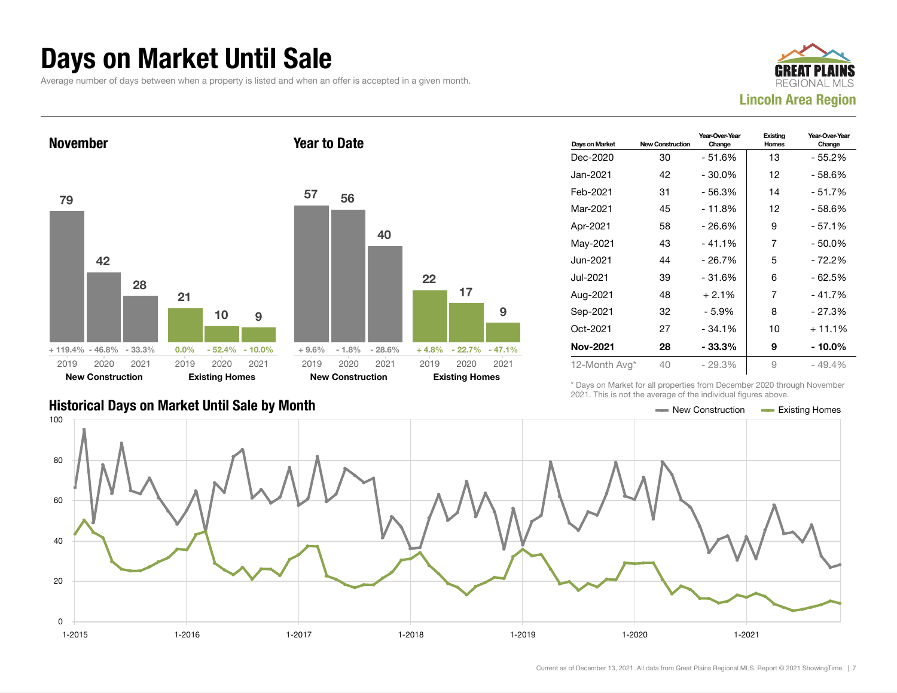# Days on Market Until Sale

Average number of days between when a property is listed and when an offer is accepted in a given month.

**Lincoln Area Region**

## November

| | 2019 | 2020 | 2021 |
|---|---|---|---|
| New Construction | 79 | 42 | 28 |
| Change | + 119.4% | - 46.8% | - 33.3% |
| Existing Homes | 21 | 10 | 9 |
| Change | 0.0% | - 52.4% | - 10.0% |

## Year to Date

| | 2019 | 2020 | 2021 |
|---|---|---|---|
| New Construction | 57 | 56 | 40 |
| Change | + 9.6% | - 1.8% | - 28.6% |
| Existing Homes | 22 | 17 | 9 |
| Change | + 4.8% | - 22.7% | - 47.1% |

| Days on Market | New Construction | Year-Over-Year Change | Existing Homes | Year-Over-Year Change |
|---|---|---|---|---|
| Dec-2020 | 30 | - 51.6% | 13 | - 55.2% |
| Jan-2021 | 42 | - 30.0% | 12 | - 58.6% |
| Feb-2021 | 31 | - 56.3% | 14 | - 51.7% |
| Mar-2021 | 45 | - 11.8% | 12 | - 58.6% |
| Apr-2021 | 58 | - 26.6% | 9 | - 57.1% |
| May-2021 | 43 | - 41.1% | 7 | - 50.0% |
| Jun-2021 | 44 | - 26.7% | 5 | - 72.2% |
| Jul-2021 | 39 | - 31.6% | 6 | - 62.5% |
| Aug-2021 | 48 | + 2.1% | 7 | - 41.7% |
| Sep-2021 | 32 | - 5.9% | 8 | - 27.3% |
| Oct-2021 | 27 | - 34.1% | 10 | + 11.1% |
| **Nov-2021** | **28** | **- 33.3%** | **9** | **- 10.0%** |
| 12-Month Avg* | 40 | - 29.3% | 9 | - 49.4% |

\* Days on Market for all properties from December 2020 through November 2021. This is not the average of the individual figures above.

## Historical Days on Market Until Sale by Month

Current as of December 13, 2021. All data from Great Plains Regional MLS. Report © 2021 ShowingTime.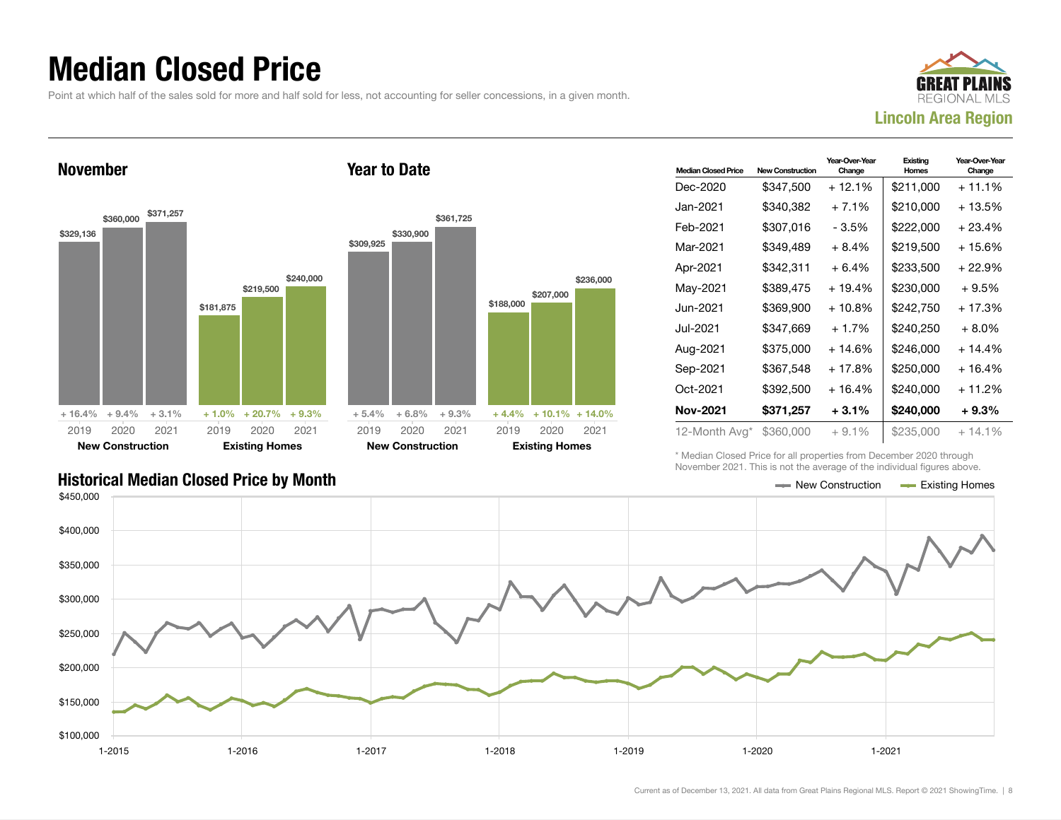# Median Closed Price

Point at which half of the sales sold for more and half sold for less, not accounting for seller concessions, in a given month.

GREAT PLAINS REGIONAL MLS

**Lincoln Area Region**

## November

| | 2019 | 2020 | 2021 |
|---|---|---|---|
| **New Construction** | $329,136 | $360,000 | $371,257 |
| Change | + 16.4% | + 9.4% | + 3.1% |
| **Existing Homes** | $181,875 | $219,500 | $240,000 |
| Change | + 1.0% | + 20.7% | + 9.3% |

## Year to Date

| | 2019 | 2020 | 2021 |
|---|---|---|---|
| **New Construction** | $309,925 | $330,900 | $361,725 |
| Change | + 5.4% | + 6.8% | + 9.3% |
| **Existing Homes** | $188,000 | $207,000 | $236,000 |
| Change | + 4.4% | + 10.1% | + 14.0% |

| Median Closed Price | New Construction | Year-Over-Year Change | Existing Homes | Year-Over-Year Change |
|---|---|---|---|---|
| Dec-2020 | $347,500 | + 12.1% | $211,000 | + 11.1% |
| Jan-2021 | $340,382 | + 7.1% | $210,000 | + 13.5% |
| Feb-2021 | $307,016 | - 3.5% | $222,000 | + 23.4% |
| Mar-2021 | $349,489 | + 8.4% | $219,500 | + 15.6% |
| Apr-2021 | $342,311 | + 6.4% | $233,500 | + 22.9% |
| May-2021 | $389,475 | + 19.4% | $230,000 | + 9.5% |
| Jun-2021 | $369,900 | + 10.8% | $242,750 | + 17.3% |
| Jul-2021 | $347,669 | + 1.7% | $240,250 | + 8.0% |
| Aug-2021 | $375,000 | + 14.6% | $246,000 | + 14.4% |
| Sep-2021 | $367,548 | + 17.8% | $250,000 | + 16.4% |
| Oct-2021 | $392,500 | + 16.4% | $240,000 | + 11.2% |
| **Nov-2021** | **$371,257** | **+ 3.1%** | **$240,000** | **+ 9.3%** |
| 12-Month Avg* | $360,000 | + 9.1% | $235,000 | + 14.1% |

\* Median Closed Price for all properties from December 2020 through November 2021. This is not the average of the individual figures above.

## Historical Median Closed Price by Month

New Construction — Existing Homes

Current as of December 13, 2021. All data from Great Plains Regional MLS. Report © 2021 ShowingTime.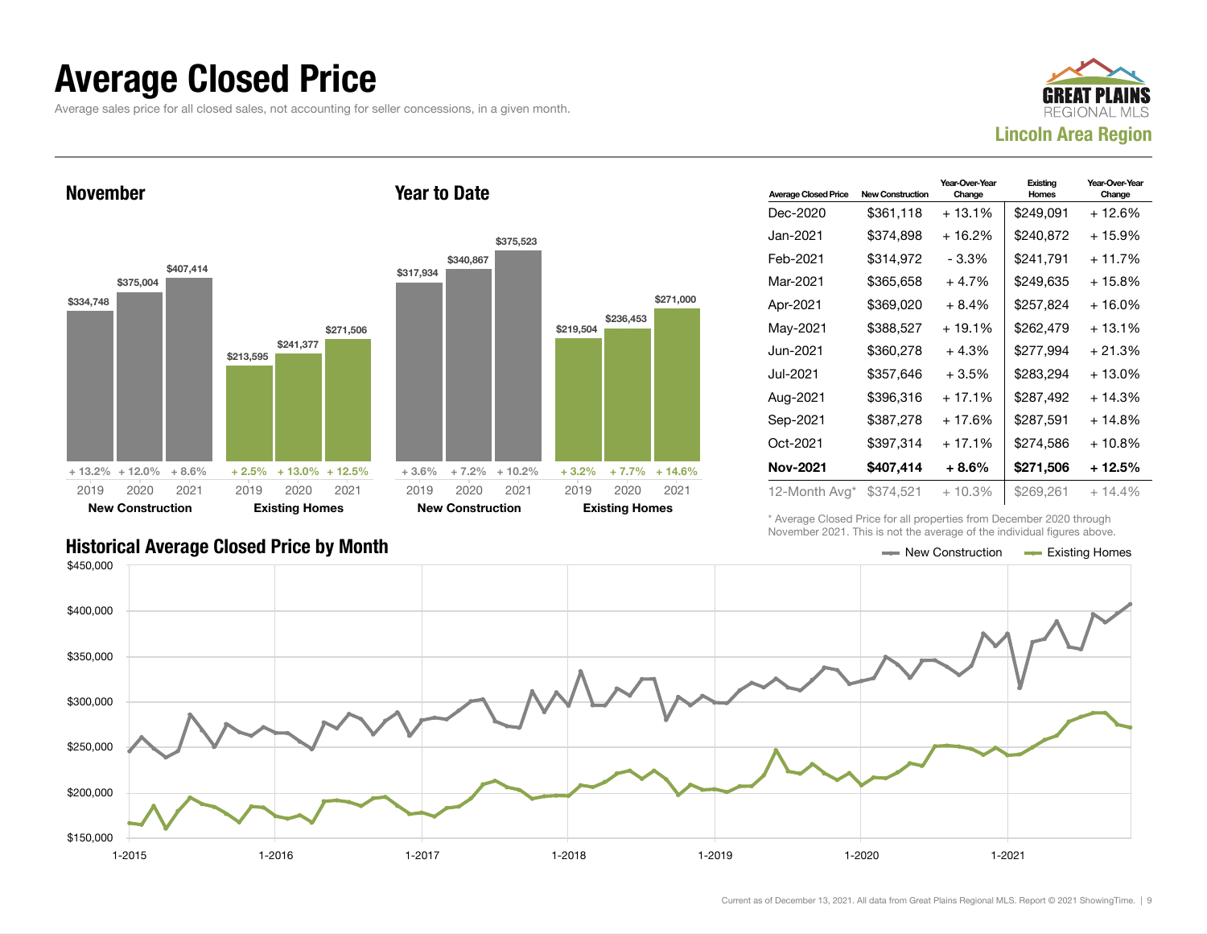# Average Closed Price

Average sales price for all closed sales, not accounting for seller concessions, in a given month.

**GREAT PLAINS REGIONAL MLS**
**Lincoln Area Region**

## November

| | 2019 | 2020 | 2021 |
|---|---|---|---|
| New Construction | $334,748 | $375,004 | $407,414 |
| Change | + 13.2% | + 12.0% | + 8.6% |
| Existing Homes | $213,595 | $241,377 | $271,506 |
| Change | + 2.5% | + 13.0% | + 12.5% |

## Year to Date

| | 2019 | 2020 | 2021 |
|---|---|---|---|
| New Construction | $317,934 | $340,867 | $375,523 |
| Change | + 3.6% | + 7.2% | + 10.2% |
| Existing Homes | $219,504 | $236,453 | $271,000 |
| Change | + 3.2% | + 7.7% | + 14.6% |

| Average Closed Price | New Construction | Year-Over-Year Change | Existing Homes | Year-Over-Year Change |
|---|---|---|---|---|
| Dec-2020 | $361,118 | + 13.1% | $249,091 | + 12.6% |
| Jan-2021 | $374,898 | + 16.2% | $240,872 | + 15.9% |
| Feb-2021 | $314,972 | - 3.3% | $241,791 | + 11.7% |
| Mar-2021 | $365,658 | + 4.7% | $249,635 | + 15.8% |
| Apr-2021 | $369,020 | + 8.4% | $257,824 | + 16.0% |
| May-2021 | $388,527 | + 19.1% | $262,479 | + 13.1% |
| Jun-2021 | $360,278 | + 4.3% | $277,994 | + 21.3% |
| Jul-2021 | $357,646 | + 3.5% | $283,294 | + 13.0% |
| Aug-2021 | $396,316 | + 17.1% | $287,492 | + 14.3% |
| Sep-2021 | $387,278 | + 17.6% | $287,591 | + 14.8% |
| Oct-2021 | $397,314 | + 17.1% | $274,586 | + 10.8% |
| **Nov-2021** | **$407,414** | **+ 8.6%** | **$271,506** | **+ 12.5%** |
| 12-Month Avg* | $374,521 | + 10.3% | $269,261 | + 14.4% |

\* Average Closed Price for all properties from December 2020 through November 2021. This is not the average of the individual figures above.

## Historical Average Closed Price by Month

New Construction — Existing Homes

Current as of December 13, 2021. All data from Great Plains Regional MLS. Report © 2021 ShowingTime.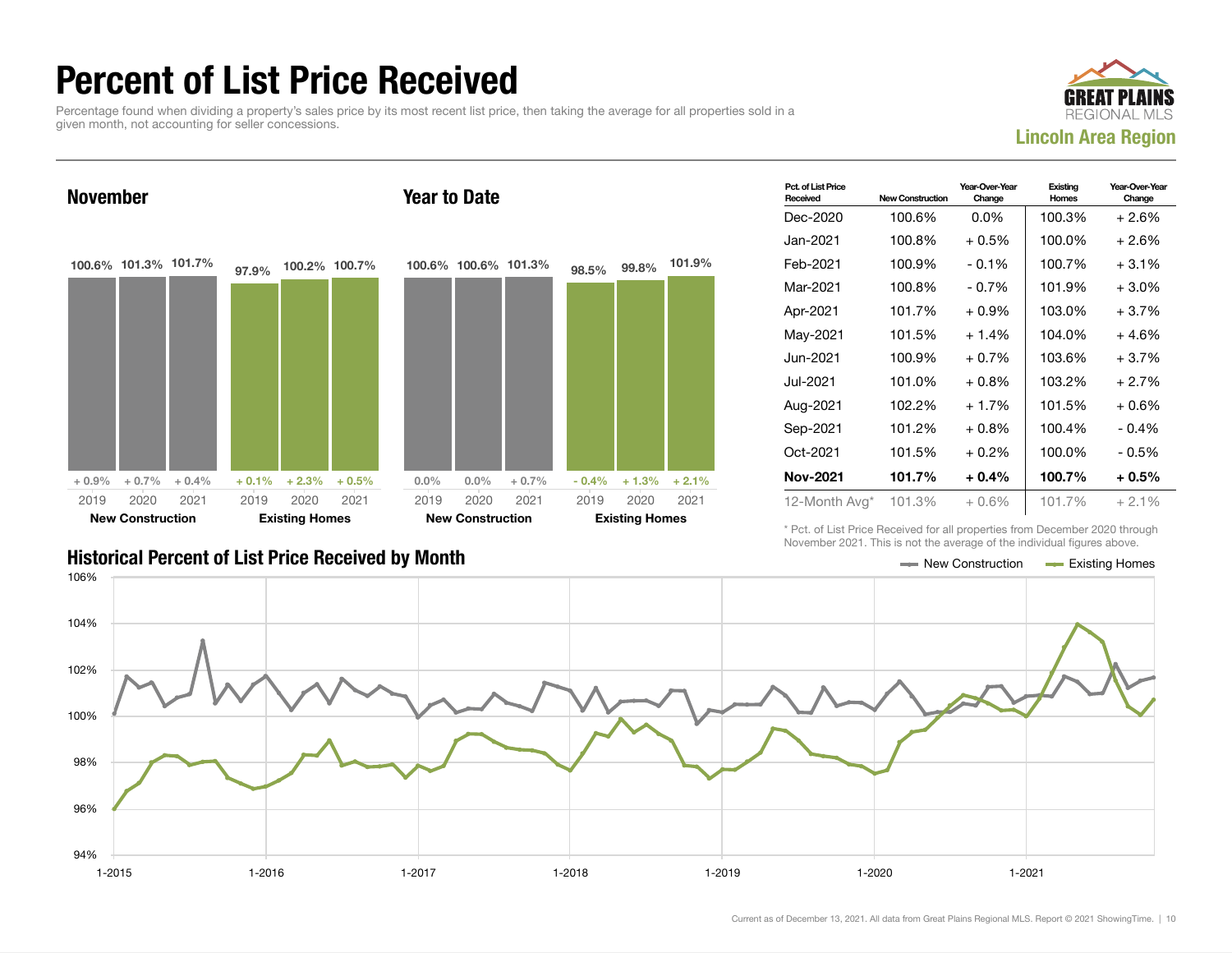# Percent of List Price Received

Percentage found when dividing a property's sales price by its most recent list price, then taking the average for all properties sold in a given month, not accounting for seller concessions.

GREAT PLAINS REGIONAL MLS

**Lincoln Area Region**

## November

| | 2019 | 2020 | 2021 |
|---|---|---|---|
| New Construction | 100.6% | 101.3% | 101.7% |
| Change | + 0.9% | + 0.7% | + 0.4% |
| Existing Homes | 97.9% | 100.2% | 100.7% |
| Change | + 0.1% | + 2.3% | + 0.5% |

## Year to Date

| | 2019 | 2020 | 2021 |
|---|---|---|---|
| New Construction | 100.6% | 100.6% | 101.3% |
| Change | 0.0% | 0.0% | + 0.7% |
| Existing Homes | 98.5% | 99.8% | 101.9% |
| Change | - 0.4% | + 1.3% | + 2.1% |

| Pct. of List Price Received | New Construction | Year-Over-Year Change | Existing Homes | Year-Over-Year Change |
|---|---|---|---|---|
| Dec-2020 | 100.6% | 0.0% | 100.3% | + 2.6% |
| Jan-2021 | 100.8% | + 0.5% | 100.0% | + 2.6% |
| Feb-2021 | 100.9% | - 0.1% | 100.7% | + 3.1% |
| Mar-2021 | 100.8% | - 0.7% | 101.9% | + 3.0% |
| Apr-2021 | 101.7% | + 0.9% | 103.0% | + 3.7% |
| May-2021 | 101.5% | + 1.4% | 104.0% | + 4.6% |
| Jun-2021 | 100.9% | + 0.7% | 103.6% | + 3.7% |
| Jul-2021 | 101.0% | + 0.8% | 103.2% | + 2.7% |
| Aug-2021 | 102.2% | + 1.7% | 101.5% | + 0.6% |
| Sep-2021 | 101.2% | + 0.8% | 100.4% | - 0.4% |
| Oct-2021 | 101.5% | + 0.2% | 100.0% | - 0.5% |
| **Nov-2021** | **101.7%** | **+ 0.4%** | **100.7%** | **+ 0.5%** |
| 12-Month Avg* | 101.3% | + 0.6% | 101.7% | + 2.1% |

\* Pct. of List Price Received for all properties from December 2020 through November 2021. This is not the average of the individual figures above.

## Historical Percent of List Price Received by Month

New Construction — Existing Homes

Current as of December 13, 2021. All data from Great Plains Regional MLS. Report © 2021 ShowingTime.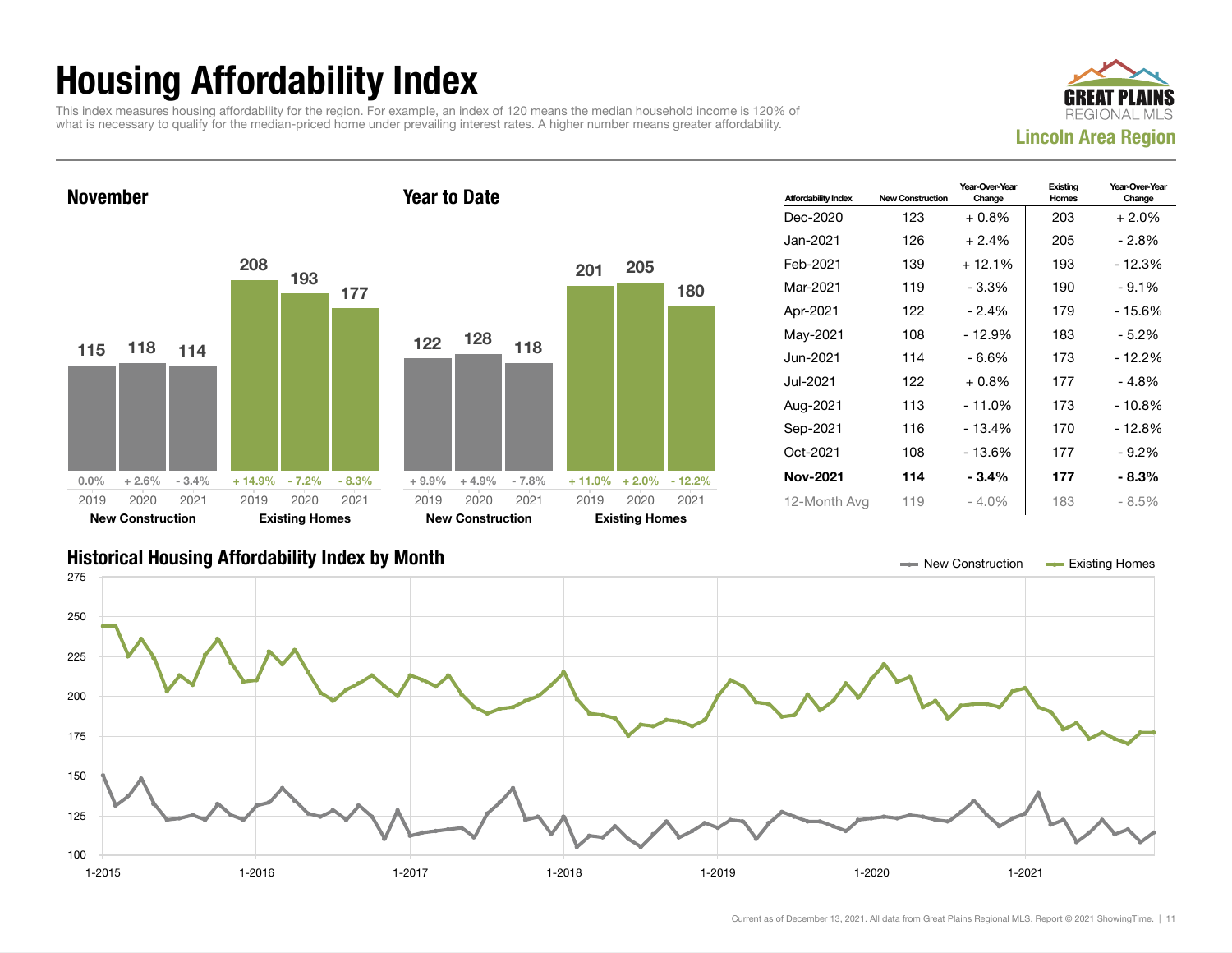# Housing Affordability Index

This index measures housing affordability for the region. For example, an index of 120 means the median household income is 120% of what is necessary to qualify for the median-priced home under prevailing interest rates. A higher number means greater affordability.

**GREAT PLAINS REGIONAL MLS**
**Lincoln Area Region**

## November

| | 2019 | 2020 | 2021 |
|---|---|---|---|
| New Construction | 115 | 118 | 114 |
| Change | 0.0% | + 2.6% | - 3.4% |
| Existing Homes | 208 | 193 | 177 |
| Change | + 14.9% | - 7.2% | - 8.3% |

## Year to Date

| | 2019 | 2020 | 2021 |
|---|---|---|---|
| New Construction | 122 | 128 | 118 |
| Change | + 9.9% | + 4.9% | - 7.8% |
| Existing Homes | 201 | 205 | 180 |
| Change | + 11.0% | + 2.0% | - 12.2% |

| Affordability Index | New Construction | Year-Over-Year Change | Existing Homes | Year-Over-Year Change |
|---|---|---|---|---|
| Dec-2020 | 123 | + 0.8% | 203 | + 2.0% |
| Jan-2021 | 126 | + 2.4% | 205 | - 2.8% |
| Feb-2021 | 139 | + 12.1% | 193 | - 12.3% |
| Mar-2021 | 119 | - 3.3% | 190 | - 9.1% |
| Apr-2021 | 122 | - 2.4% | 179 | - 15.6% |
| May-2021 | 108 | - 12.9% | 183 | - 5.2% |
| Jun-2021 | 114 | - 6.6% | 173 | - 12.2% |
| Jul-2021 | 122 | + 0.8% | 177 | - 4.8% |
| Aug-2021 | 113 | - 11.0% | 173 | - 10.8% |
| Sep-2021 | 116 | - 13.4% | 170 | - 12.8% |
| Oct-2021 | 108 | - 13.6% | 177 | - 9.2% |
| **Nov-2021** | **114** | **- 3.4%** | **177** | **- 8.3%** |
| 12-Month Avg | 119 | - 4.0% | 183 | - 8.5% |

## Historical Housing Affordability Index by Month

New Construction — Existing Homes

Current as of December 13, 2021. All data from Great Plains Regional MLS. Report © 2021 ShowingTime.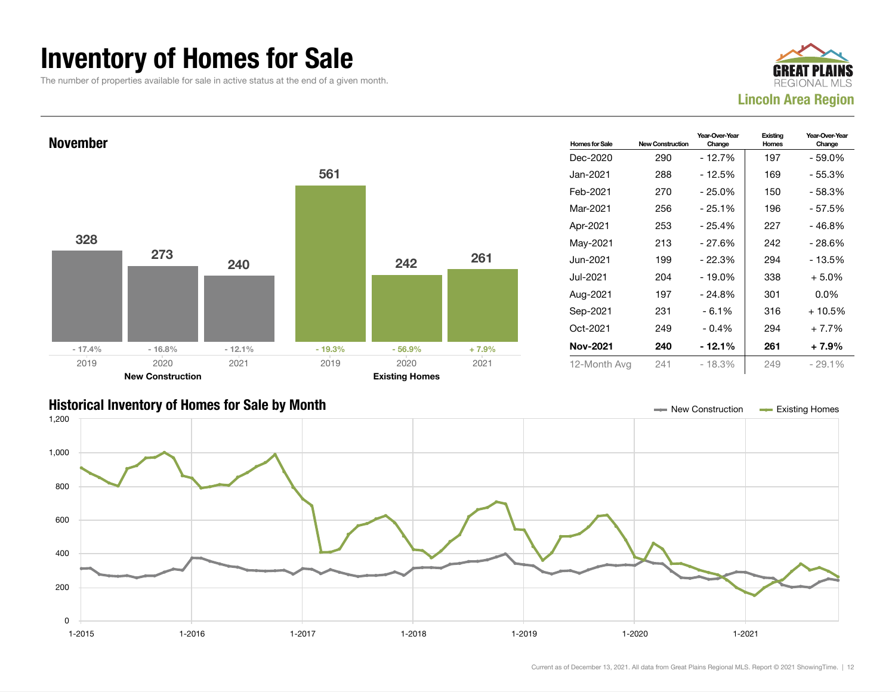# Inventory of Homes for Sale

The number of properties available for sale in active status at the end of a given month.

GREAT PLAINS REGIONAL MLS
**Lincoln Area Region**

## November

| | 2019 | 2020 | 2021 |
|---|---|---|---|
| New Construction | 328 | 273 | 240 |
| Year-Over-Year Change | - 17.4% | - 16.8% | - 12.1% |
| Existing Homes | 561 | 242 | 261 |
| Year-Over-Year Change | - 19.3% | - 56.9% | + 7.9% |

| Homes for Sale | New Construction | Year-Over-Year Change | Existing Homes | Year-Over-Year Change |
|---|---|---|---|---|
| Dec-2020 | 290 | - 12.7% | 197 | - 59.0% |
| Jan-2021 | 288 | - 12.5% | 169 | - 55.3% |
| Feb-2021 | 270 | - 25.0% | 150 | - 58.3% |
| Mar-2021 | 256 | - 25.1% | 196 | - 57.5% |
| Apr-2021 | 253 | - 25.4% | 227 | - 46.8% |
| May-2021 | 213 | - 27.6% | 242 | - 28.6% |
| Jun-2021 | 199 | - 22.3% | 294 | - 13.5% |
| Jul-2021 | 204 | - 19.0% | 338 | + 5.0% |
| Aug-2021 | 197 | - 24.8% | 301 | 0.0% |
| Sep-2021 | 231 | - 6.1% | 316 | + 10.5% |
| Oct-2021 | 249 | - 0.4% | 294 | + 7.7% |
| **Nov-2021** | **240** | **- 12.1%** | **261** | **+ 7.9%** |
| 12-Month Avg | 241 | - 18.3% | 249 | - 29.1% |

## Historical Inventory of Homes for Sale by Month

Current as of December 13, 2021. All data from Great Plains Regional MLS. Report © 2021 ShowingTime.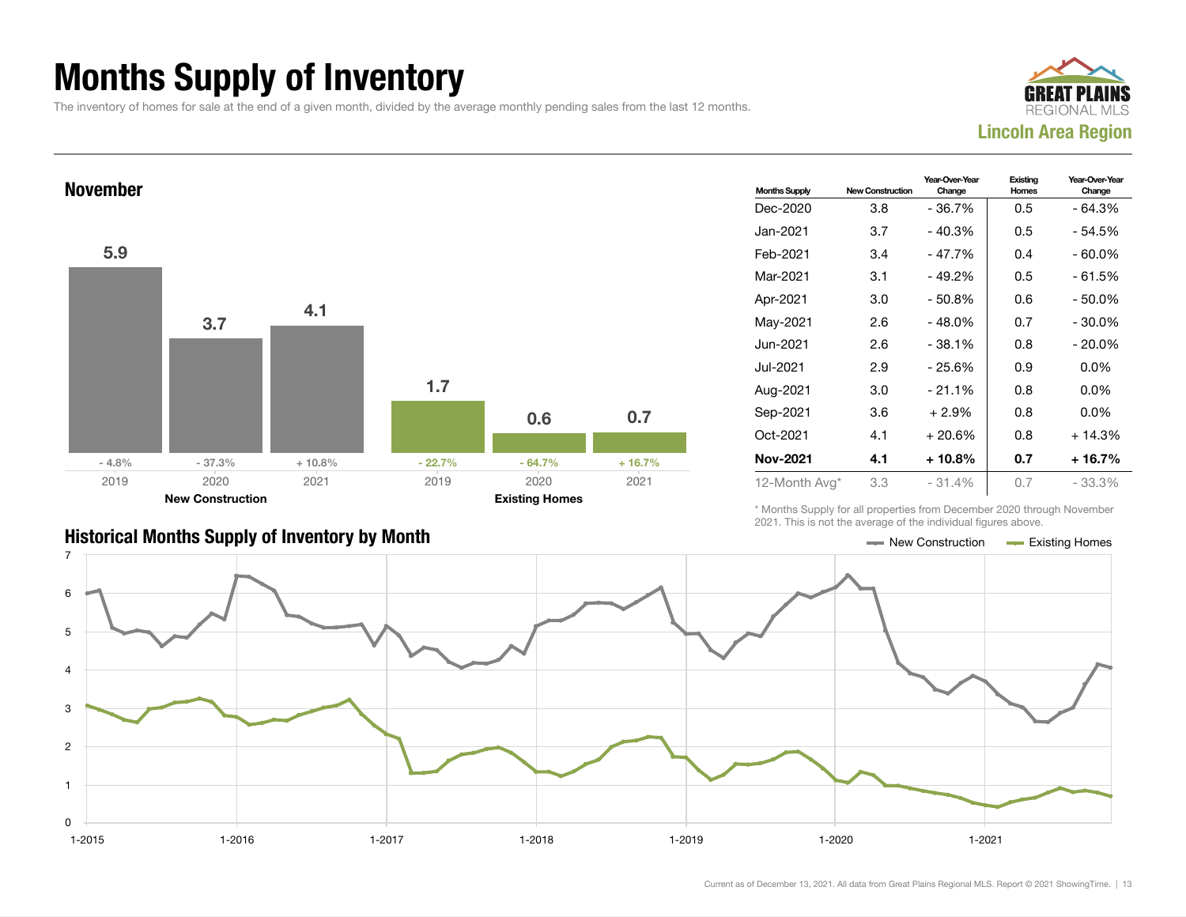# Months Supply of Inventory

The inventory of homes for sale at the end of a given month, divided by the average monthly pending sales from the last 12 months.

**Lincoln Area Region**

## November

| | 2019 | 2020 | 2021 |
|---|---|---|---|
| New Construction | 5.9 | 3.7 | 4.1 |
| Year-Over-Year Change | - 4.8% | - 37.3% | + 10.8% |
| Existing Homes | 1.7 | 0.6 | 0.7 |
| Year-Over-Year Change | - 22.7% | - 64.7% | + 16.7% |

| Months Supply | New Construction | Year-Over-Year Change | Existing Homes | Year-Over-Year Change |
|---|---|---|---|---|
| Dec-2020 | 3.8 | - 36.7% | 0.5 | - 64.3% |
| Jan-2021 | 3.7 | - 40.3% | 0.5 | - 54.5% |
| Feb-2021 | 3.4 | - 47.7% | 0.4 | - 60.0% |
| Mar-2021 | 3.1 | - 49.2% | 0.5 | - 61.5% |
| Apr-2021 | 3.0 | - 50.8% | 0.6 | - 50.0% |
| May-2021 | 2.6 | - 48.0% | 0.7 | - 30.0% |
| Jun-2021 | 2.6 | - 38.1% | 0.8 | - 20.0% |
| Jul-2021 | 2.9 | - 25.6% | 0.9 | 0.0% |
| Aug-2021 | 3.0 | - 21.1% | 0.8 | 0.0% |
| Sep-2021 | 3.6 | + 2.9% | 0.8 | 0.0% |
| Oct-2021 | 4.1 | + 20.6% | 0.8 | + 14.3% |
| **Nov-2021** | **4.1** | **+ 10.8%** | **0.7** | **+ 16.7%** |
| 12-Month Avg* | 3.3 | - 31.4% | 0.7 | - 33.3% |

\* Months Supply for all properties from December 2020 through November 2021. This is not the average of the individual figures above.

## Historical Months Supply of Inventory by Month

New Construction | Existing Homes

Current as of December 13, 2021. All data from Great Plains Regional MLS. Report © 2021 ShowingTime.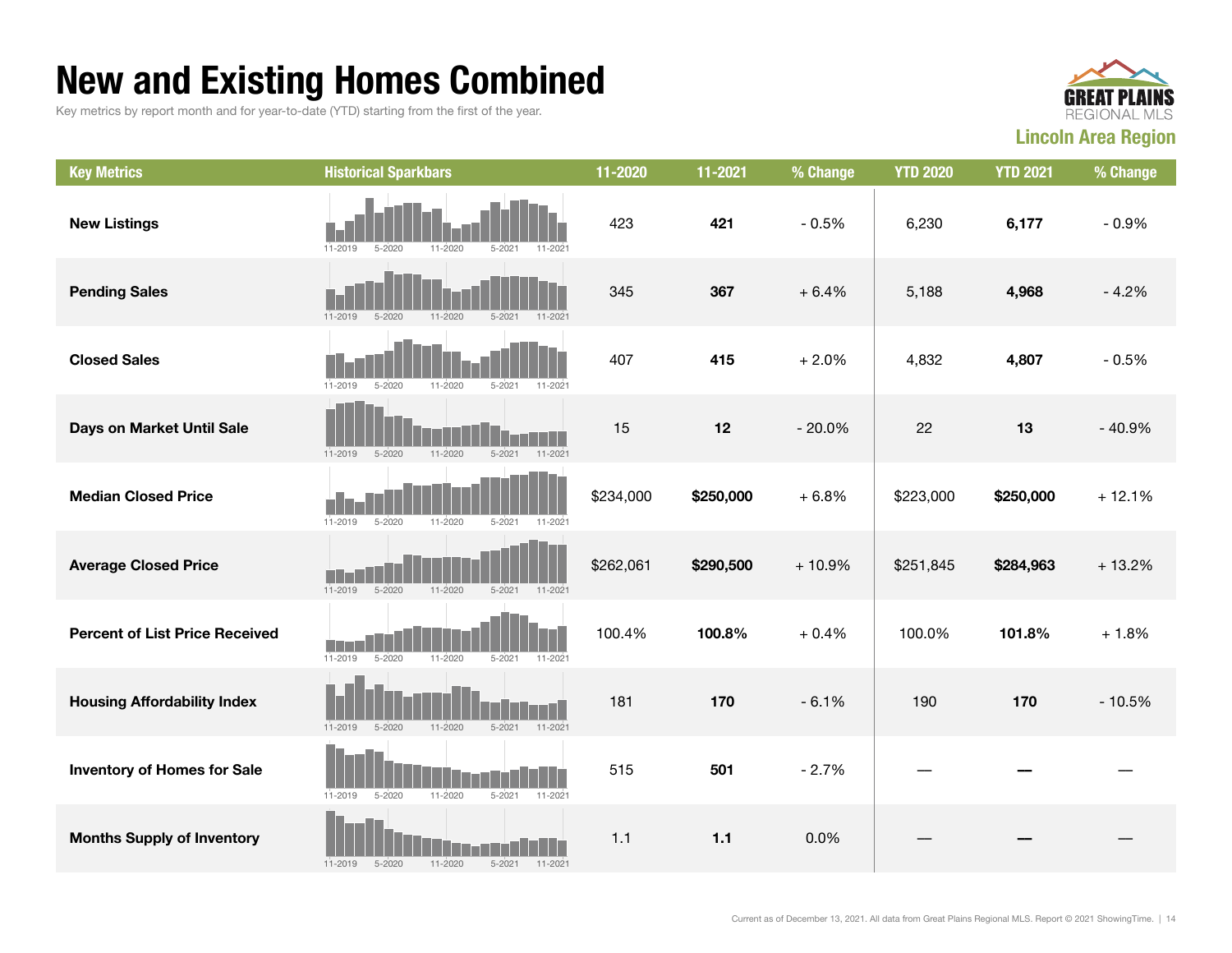# New and Existing Homes Combined

Key metrics by report month and for year-to-date (YTD) starting from the first of the year.

GREAT PLAINS REGIONAL MLS

**Lincoln Area Region**

| Key Metrics | Historical Sparkbars | 11-2020 | 11-2021 | % Change | YTD 2020 | YTD 2021 | % Change |
|---|---|---|---|---|---|---|---|
| **New Listings** | 11-2019 5-2020 11-2020 5-2021 11-2021 | 423 | **421** | - 0.5% | 6,230 | **6,177** | - 0.9% |
| **Pending Sales** | 11-2019 5-2020 11-2020 5-2021 11-2021 | 345 | **367** | + 6.4% | 5,188 | **4,968** | - 4.2% |
| **Closed Sales** | 11-2019 5-2020 11-2020 5-2021 11-2021 | 407 | **415** | + 2.0% | 4,832 | **4,807** | - 0.5% |
| **Days on Market Until Sale** | 11-2019 5-2020 11-2020 5-2021 11-2021 | 15 | **12** | - 20.0% | 22 | **13** | - 40.9% |
| **Median Closed Price** | 11-2019 5-2020 11-2020 5-2021 11-2021 | $234,000 | **$250,000** | + 6.8% | $223,000 | **$250,000** | + 12.1% |
| **Average Closed Price** | 11-2019 5-2020 11-2020 5-2021 11-2021 | $262,061 | **$290,500** | + 10.9% | $251,845 | **$284,963** | + 13.2% |
| **Percent of List Price Received** | 11-2019 5-2020 11-2020 5-2021 11-2021 | 100.4% | **100.8%** | + 0.4% | 100.0% | **101.8%** | + 1.8% |
| **Housing Affordability Index** | 11-2019 5-2020 11-2020 5-2021 11-2021 | 181 | **170** | - 6.1% | 190 | **170** | - 10.5% |
| **Inventory of Homes for Sale** | 11-2019 5-2020 11-2020 5-2021 11-2021 | 515 | **501** | - 2.7% | — | **—** | — |
| **Months Supply of Inventory** | 11-2019 5-2020 11-2020 5-2021 11-2021 | 1.1 | **1.1** | 0.0% | — | **—** | — |

Current as of December 13, 2021. All data from Great Plains Regional MLS. Report © 2021 ShowingTime.